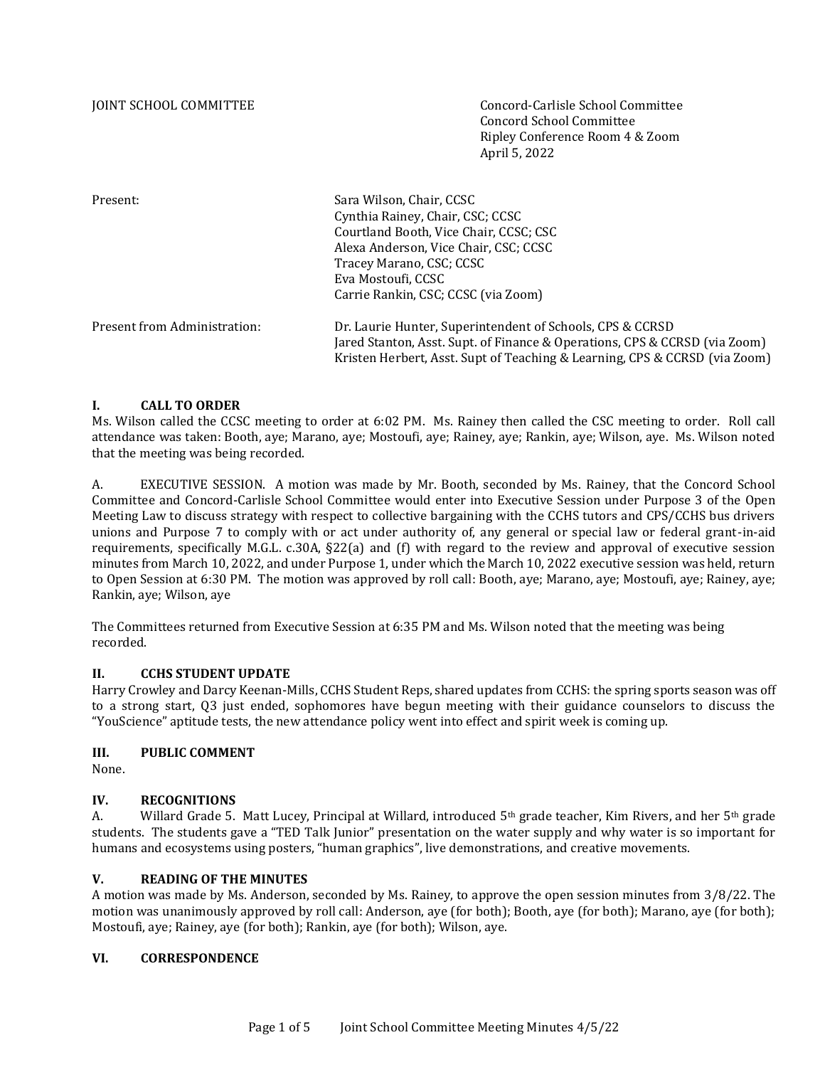JOINT SCHOOL COMMITTEE

Concord-Carlisle School Committee
Concord School Committee
Ripley Conference Room 4 & Zoom
April 5, 2022

| | |
|---|---|
| Present: | Sara Wilson, Chair, CCSC<br>Cynthia Rainey, Chair, CSC; CCSC<br>Courtland Booth, Vice Chair, CCSC; CSC<br>Alexa Anderson, Vice Chair, CSC; CCSC<br>Tracey Marano, CSC; CCSC<br>Eva Mostoufi, CCSC<br>Carrie Rankin, CSC; CCSC (via Zoom) |
| Present from Administration: | Dr. Laurie Hunter, Superintendent of Schools, CPS & CCRSD<br>Jared Stanton, Asst. Supt. of Finance & Operations, CPS & CCRSD (via Zoom)<br>Kristen Herbert, Asst. Supt of Teaching & Learning, CPS & CCRSD (via Zoom) |

## I. CALL TO ORDER

Ms. Wilson called the CCSC meeting to order at 6:02 PM. Ms. Rainey then called the CSC meeting to order. Roll call attendance was taken: Booth, aye; Marano, aye; Mostoufi, aye; Rainey, aye; Rankin, aye; Wilson, aye. Ms. Wilson noted that the meeting was being recorded.

A. EXECUTIVE SESSION. A motion was made by Mr. Booth, seconded by Ms. Rainey, that the Concord School Committee and Concord-Carlisle School Committee would enter into Executive Session under Purpose 3 of the Open Meeting Law to discuss strategy with respect to collective bargaining with the CCHS tutors and CPS/CCHS bus drivers unions and Purpose 7 to comply with or act under authority of, any general or special law or federal grant-in-aid requirements, specifically M.G.L. c.30A, §22(a) and (f) with regard to the review and approval of executive session minutes from March 10, 2022, and under Purpose 1, under which the March 10, 2022 executive session was held, return to Open Session at 6:30 PM. The motion was approved by roll call: Booth, aye; Marano, aye; Mostoufi, aye; Rainey, aye; Rankin, aye; Wilson, aye

The Committees returned from Executive Session at 6:35 PM and Ms. Wilson noted that the meeting was being recorded.

## II. CCHS STUDENT UPDATE

Harry Crowley and Darcy Keenan-Mills, CCHS Student Reps, shared updates from CCHS: the spring sports season was off to a strong start, Q3 just ended, sophomores have begun meeting with their guidance counselors to discuss the "YouScience" aptitude tests, the new attendance policy went into effect and spirit week is coming up.

## III. PUBLIC COMMENT

None.

## IV. RECOGNITIONS

A. Willard Grade 5. Matt Lucey, Principal at Willard, introduced 5th grade teacher, Kim Rivers, and her 5th grade students. The students gave a "TED Talk Junior" presentation on the water supply and why water is so important for humans and ecosystems using posters, "human graphics", live demonstrations, and creative movements.

## V. READING OF THE MINUTES

A motion was made by Ms. Anderson, seconded by Ms. Rainey, to approve the open session minutes from 3/8/22. The motion was unanimously approved by roll call: Anderson, aye (for both); Booth, aye (for both); Marano, aye (for both); Mostoufi, aye; Rainey, aye (for both); Rankin, aye (for both); Wilson, aye.

## VI. CORRESPONDENCE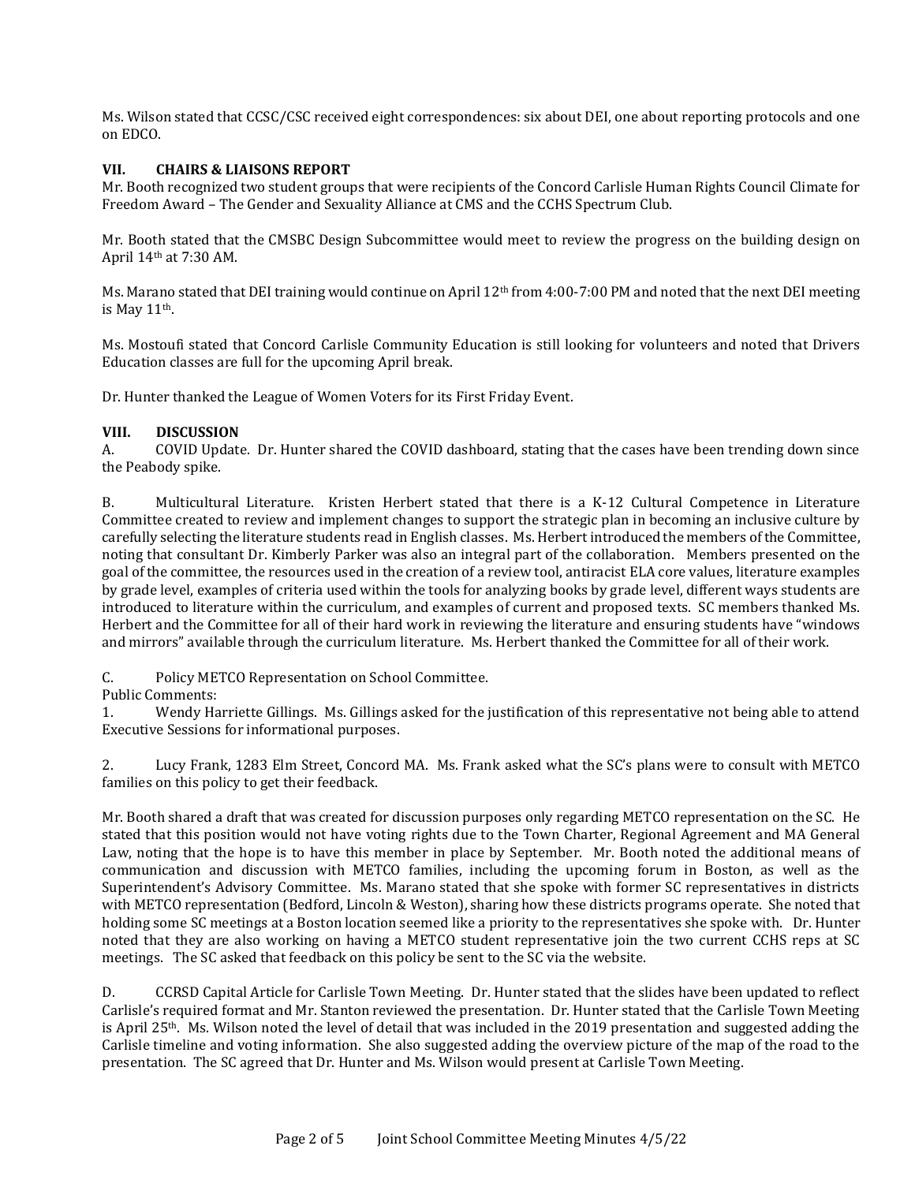Ms. Wilson stated that CCSC/CSC received eight correspondences: six about DEI, one about reporting protocols and one on EDCO.

## VII. CHAIRS & LIAISONS REPORT

Mr. Booth recognized two student groups that were recipients of the Concord Carlisle Human Rights Council Climate for Freedom Award – The Gender and Sexuality Alliance at CMS and the CCHS Spectrum Club.

Mr. Booth stated that the CMSBC Design Subcommittee would meet to review the progress on the building design on April 14th at 7:30 AM.

Ms. Marano stated that DEI training would continue on April 12th from 4:00-7:00 PM and noted that the next DEI meeting is May 11th.

Ms. Mostoufi stated that Concord Carlisle Community Education is still looking for volunteers and noted that Drivers Education classes are full for the upcoming April break.

Dr. Hunter thanked the League of Women Voters for its First Friday Event.

## VIII. DISCUSSION

A. COVID Update. Dr. Hunter shared the COVID dashboard, stating that the cases have been trending down since the Peabody spike.

B. Multicultural Literature. Kristen Herbert stated that there is a K-12 Cultural Competence in Literature Committee created to review and implement changes to support the strategic plan in becoming an inclusive culture by carefully selecting the literature students read in English classes. Ms. Herbert introduced the members of the Committee, noting that consultant Dr. Kimberly Parker was also an integral part of the collaboration. Members presented on the goal of the committee, the resources used in the creation of a review tool, antiracist ELA core values, literature examples by grade level, examples of criteria used within the tools for analyzing books by grade level, different ways students are introduced to literature within the curriculum, and examples of current and proposed texts. SC members thanked Ms. Herbert and the Committee for all of their hard work in reviewing the literature and ensuring students have "windows and mirrors" available through the curriculum literature. Ms. Herbert thanked the Committee for all of their work.

C. Policy METCO Representation on School Committee.

Public Comments:

1. Wendy Harriette Gillings. Ms. Gillings asked for the justification of this representative not being able to attend Executive Sessions for informational purposes.

2. Lucy Frank, 1283 Elm Street, Concord MA. Ms. Frank asked what the SC's plans were to consult with METCO families on this policy to get their feedback.

Mr. Booth shared a draft that was created for discussion purposes only regarding METCO representation on the SC. He stated that this position would not have voting rights due to the Town Charter, Regional Agreement and MA General Law, noting that the hope is to have this member in place by September. Mr. Booth noted the additional means of communication and discussion with METCO families, including the upcoming forum in Boston, as well as the Superintendent's Advisory Committee. Ms. Marano stated that she spoke with former SC representatives in districts with METCO representation (Bedford, Lincoln & Weston), sharing how these districts programs operate. She noted that holding some SC meetings at a Boston location seemed like a priority to the representatives she spoke with. Dr. Hunter noted that they are also working on having a METCO student representative join the two current CCHS reps at SC meetings. The SC asked that feedback on this policy be sent to the SC via the website.

D. CCRSD Capital Article for Carlisle Town Meeting. Dr. Hunter stated that the slides have been updated to reflect Carlisle's required format and Mr. Stanton reviewed the presentation. Dr. Hunter stated that the Carlisle Town Meeting is April 25th. Ms. Wilson noted the level of detail that was included in the 2019 presentation and suggested adding the Carlisle timeline and voting information. She also suggested adding the overview picture of the map of the road to the presentation. The SC agreed that Dr. Hunter and Ms. Wilson would present at Carlisle Town Meeting.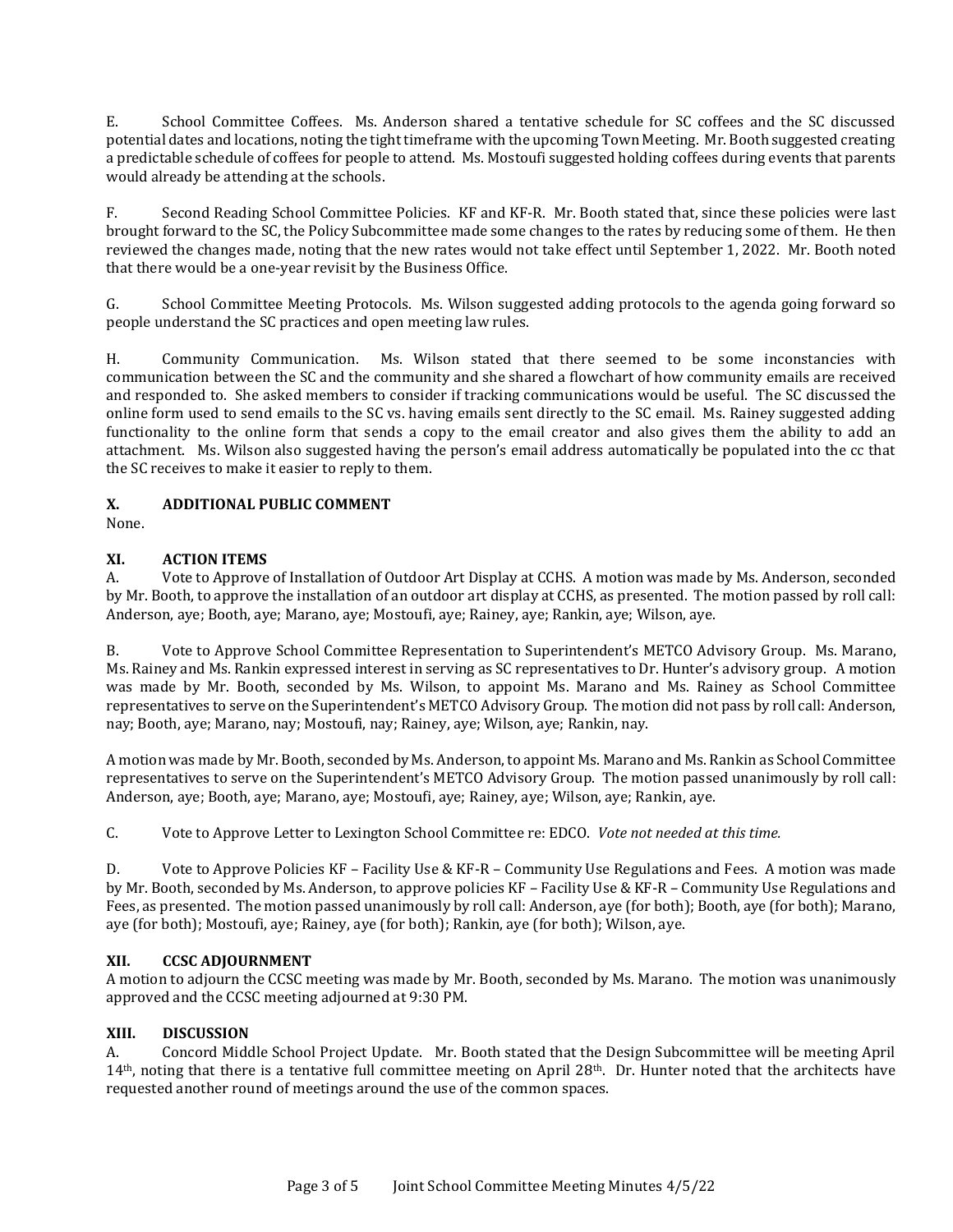E. School Committee Coffees. Ms. Anderson shared a tentative schedule for SC coffees and the SC discussed potential dates and locations, noting the tight timeframe with the upcoming Town Meeting. Mr. Booth suggested creating a predictable schedule of coffees for people to attend. Ms. Mostoufi suggested holding coffees during events that parents would already be attending at the schools.

F. Second Reading School Committee Policies. KF and KF-R. Mr. Booth stated that, since these policies were last brought forward to the SC, the Policy Subcommittee made some changes to the rates by reducing some of them. He then reviewed the changes made, noting that the new rates would not take effect until September 1, 2022. Mr. Booth noted that there would be a one-year revisit by the Business Office.

G. School Committee Meeting Protocols. Ms. Wilson suggested adding protocols to the agenda going forward so people understand the SC practices and open meeting law rules.

H. Community Communication. Ms. Wilson stated that there seemed to be some inconstancies with communication between the SC and the community and she shared a flowchart of how community emails are received and responded to. She asked members to consider if tracking communications would be useful. The SC discussed the online form used to send emails to the SC vs. having emails sent directly to the SC email. Ms. Rainey suggested adding functionality to the online form that sends a copy to the email creator and also gives them the ability to add an attachment. Ms. Wilson also suggested having the person's email address automatically be populated into the cc that the SC receives to make it easier to reply to them.

## X. ADDITIONAL PUBLIC COMMENT

None.

## XI. ACTION ITEMS

A. Vote to Approve of Installation of Outdoor Art Display at CCHS. A motion was made by Ms. Anderson, seconded by Mr. Booth, to approve the installation of an outdoor art display at CCHS, as presented. The motion passed by roll call: Anderson, aye; Booth, aye; Marano, aye; Mostoufi, aye; Rainey, aye; Rankin, aye; Wilson, aye.

B. Vote to Approve School Committee Representation to Superintendent's METCO Advisory Group. Ms. Marano, Ms. Rainey and Ms. Rankin expressed interest in serving as SC representatives to Dr. Hunter's advisory group. A motion was made by Mr. Booth, seconded by Ms. Wilson, to appoint Ms. Marano and Ms. Rainey as School Committee representatives to serve on the Superintendent's METCO Advisory Group. The motion did not pass by roll call: Anderson, nay; Booth, aye; Marano, nay; Mostoufi, nay; Rainey, aye; Wilson, aye; Rankin, nay.

A motion was made by Mr. Booth, seconded by Ms. Anderson, to appoint Ms. Marano and Ms. Rankin as School Committee representatives to serve on the Superintendent's METCO Advisory Group. The motion passed unanimously by roll call: Anderson, aye; Booth, aye; Marano, aye; Mostoufi, aye; Rainey, aye; Wilson, aye; Rankin, aye.

C. Vote to Approve Letter to Lexington School Committee re: EDCO. *Vote not needed at this time.*

D. Vote to Approve Policies KF – Facility Use & KF-R – Community Use Regulations and Fees. A motion was made by Mr. Booth, seconded by Ms. Anderson, to approve policies KF – Facility Use & KF-R – Community Use Regulations and Fees, as presented. The motion passed unanimously by roll call: Anderson, aye (for both); Booth, aye (for both); Marano, aye (for both); Mostoufi, aye; Rainey, aye (for both); Rankin, aye (for both); Wilson, aye.

## XII. CCSC ADJOURNMENT

A motion to adjourn the CCSC meeting was made by Mr. Booth, seconded by Ms. Marano. The motion was unanimously approved and the CCSC meeting adjourned at 9:30 PM.

## XIII. DISCUSSION

A. Concord Middle School Project Update. Mr. Booth stated that the Design Subcommittee will be meeting April 14th, noting that there is a tentative full committee meeting on April 28th. Dr. Hunter noted that the architects have requested another round of meetings around the use of the common spaces.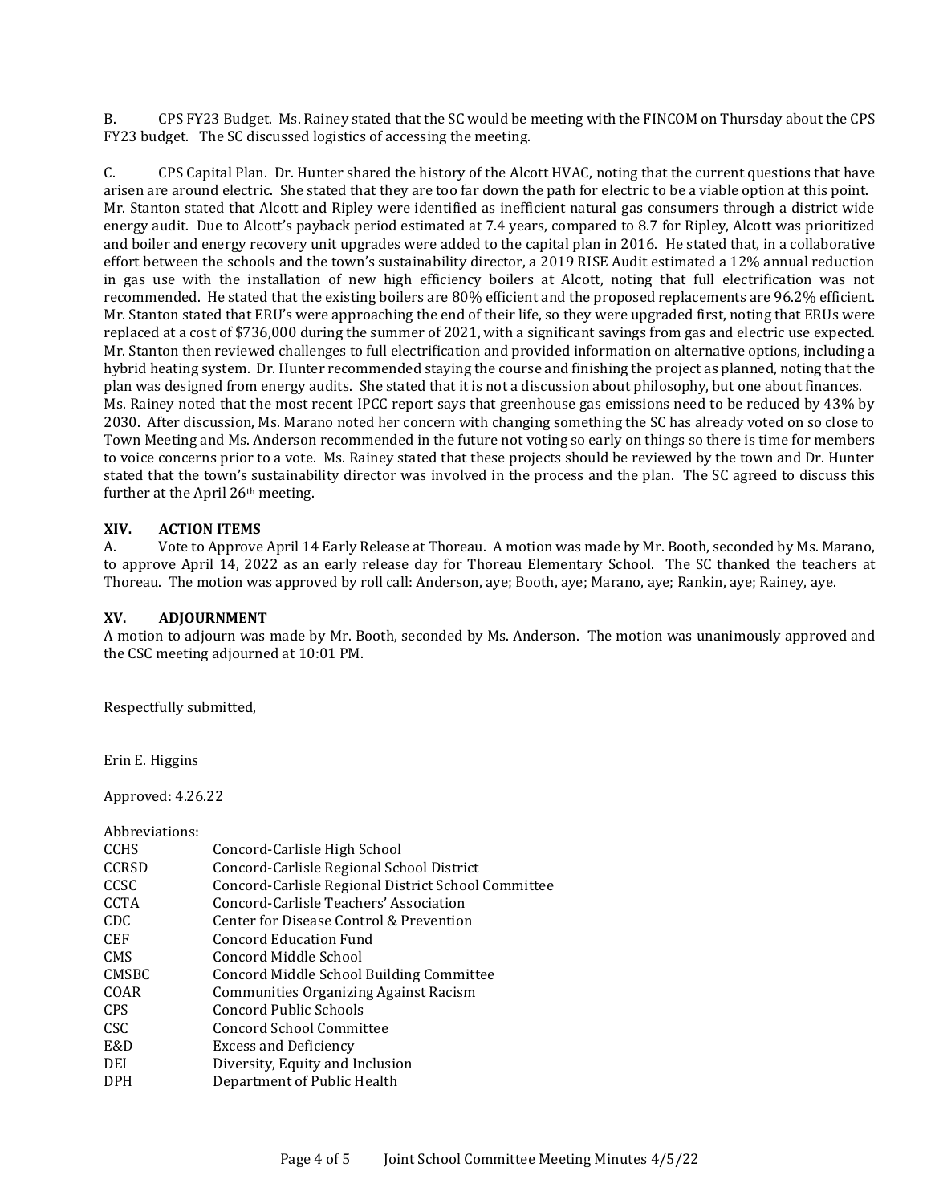B. CPS FY23 Budget. Ms. Rainey stated that the SC would be meeting with the FINCOM on Thursday about the CPS FY23 budget. The SC discussed logistics of accessing the meeting.

C. CPS Capital Plan. Dr. Hunter shared the history of the Alcott HVAC, noting that the current questions that have arisen are around electric. She stated that they are too far down the path for electric to be a viable option at this point. Mr. Stanton stated that Alcott and Ripley were identified as inefficient natural gas consumers through a district wide energy audit. Due to Alcott's payback period estimated at 7.4 years, compared to 8.7 for Ripley, Alcott was prioritized and boiler and energy recovery unit upgrades were added to the capital plan in 2016. He stated that, in a collaborative effort between the schools and the town's sustainability director, a 2019 RISE Audit estimated a 12% annual reduction in gas use with the installation of new high efficiency boilers at Alcott, noting that full electrification was not recommended. He stated that the existing boilers are 80% efficient and the proposed replacements are 96.2% efficient. Mr. Stanton stated that ERU's were approaching the end of their life, so they were upgraded first, noting that ERUs were replaced at a cost of $736,000 during the summer of 2021, with a significant savings from gas and electric use expected. Mr. Stanton then reviewed challenges to full electrification and provided information on alternative options, including a hybrid heating system. Dr. Hunter recommended staying the course and finishing the project as planned, noting that the plan was designed from energy audits. She stated that it is not a discussion about philosophy, but one about finances. Ms. Rainey noted that the most recent IPCC report says that greenhouse gas emissions need to be reduced by 43% by 2030. After discussion, Ms. Marano noted her concern with changing something the SC has already voted on so close to Town Meeting and Ms. Anderson recommended in the future not voting so early on things so there is time for members to voice concerns prior to a vote. Ms. Rainey stated that these projects should be reviewed by the town and Dr. Hunter stated that the town's sustainability director was involved in the process and the plan. The SC agreed to discuss this further at the April 26th meeting.

## XIV. ACTION ITEMS

A. Vote to Approve April 14 Early Release at Thoreau. A motion was made by Mr. Booth, seconded by Ms. Marano, to approve April 14, 2022 as an early release day for Thoreau Elementary School. The SC thanked the teachers at Thoreau. The motion was approved by roll call: Anderson, aye; Booth, aye; Marano, aye; Rankin, aye; Rainey, aye.

## XV. ADJOURNMENT

A motion to adjourn was made by Mr. Booth, seconded by Ms. Anderson. The motion was unanimously approved and the CSC meeting adjourned at 10:01 PM.

Respectfully submitted,

Erin E. Higgins

Approved: 4.26.22

Abbreviations:

| | |
|---|---|
| CCHS | Concord-Carlisle High School |
| CCRSD | Concord-Carlisle Regional School District |
| CCSC | Concord-Carlisle Regional District School Committee |
| CCTA | Concord-Carlisle Teachers' Association |
| CDC | Center for Disease Control & Prevention |
| CEF | Concord Education Fund |
| CMS | Concord Middle School |
| CMSBC | Concord Middle School Building Committee |
| COAR | Communities Organizing Against Racism |
| CPS | Concord Public Schools |
| CSC | Concord School Committee |
| E&D | Excess and Deficiency |
| DEI | Diversity, Equity and Inclusion |
| DPH | Department of Public Health |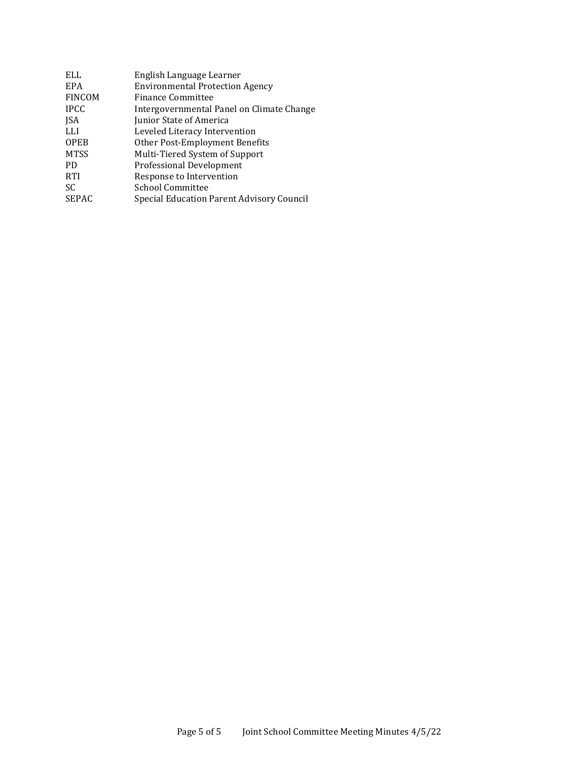| | |
|---|---|
| ELL | English Language Learner |
| EPA | Environmental Protection Agency |
| FINCOM | Finance Committee |
| IPCC | Intergovernmental Panel on Climate Change |
| JSA | Junior State of America |
| LLI | Leveled Literacy Intervention |
| OPEB | Other Post-Employment Benefits |
| MTSS | Multi-Tiered System of Support |
| PD | Professional Development |
| RTI | Response to Intervention |
| SC | School Committee |
| SEPAC | Special Education Parent Advisory Council |